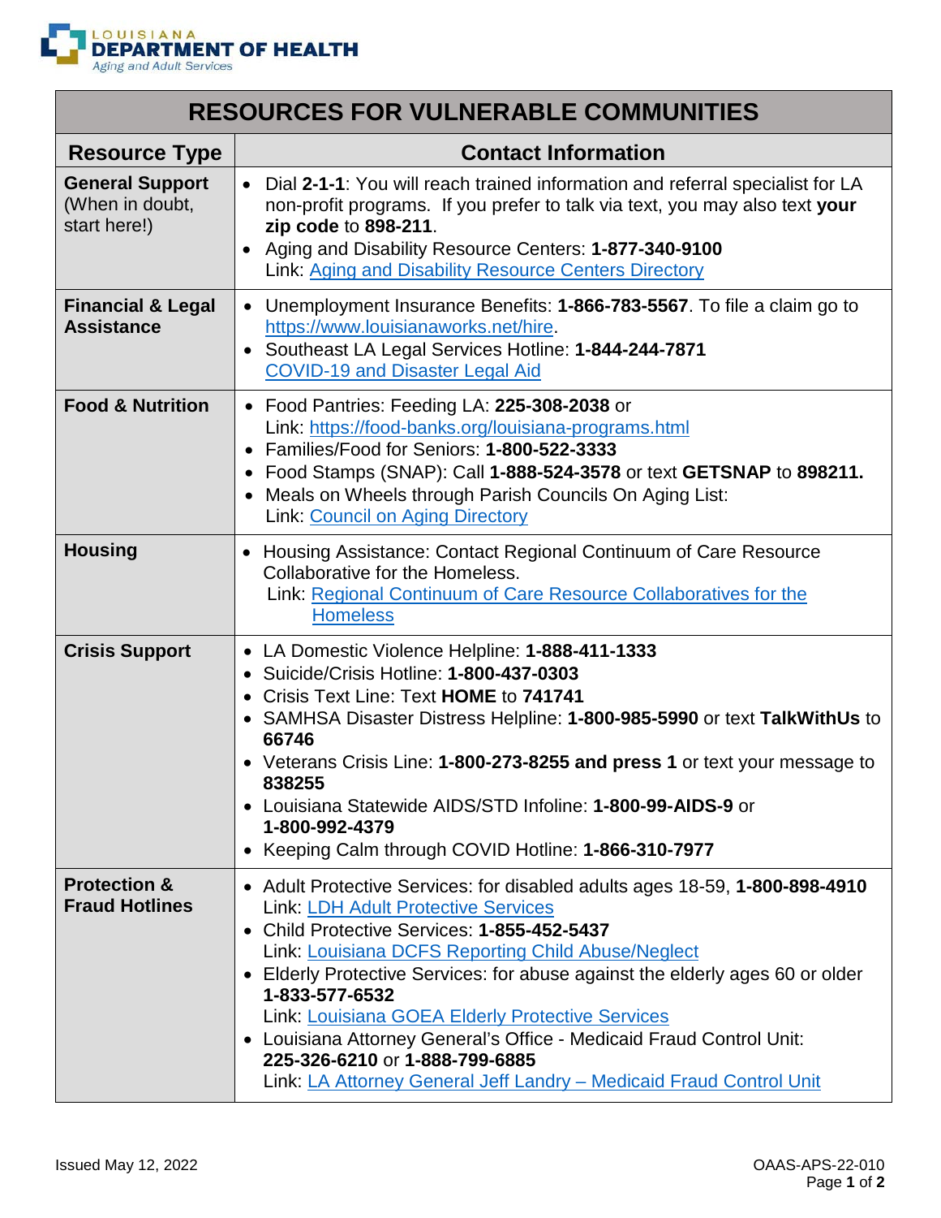LOUISIANA
**DEPARTMENT OF HEALTH**
*Aging and Adult Services*

# RESOURCES FOR VULNERABLE COMMUNITIES

| Resource Type | Contact Information |
|---|---|
| **General Support** (When in doubt, start here!) | • Dial **2-1-1**: You will reach trained information and referral specialist for LA non-profit programs. If you prefer to talk via text, you may also text **your zip code** to **898-211**.<br>• Aging and Disability Resource Centers: **1-877-340-9100**<br>Link: Aging and Disability Resource Centers Directory |
| **Financial & Legal Assistance** | • Unemployment Insurance Benefits: **1-866-783-5567**. To file a claim go to https://www.louisianaworks.net/hire.<br>• Southeast LA Legal Services Hotline: **1-844-244-7871**<br>COVID-19 and Disaster Legal Aid |
| **Food & Nutrition** | • Food Pantries: Feeding LA: **225-308-2038** or<br>Link: https://food-banks.org/louisiana-programs.html<br>• Families/Food for Seniors: **1-800-522-3333**<br>• Food Stamps (SNAP): Call **1-888-524-3578** or text **GETSNAP** to **898211.**<br>• Meals on Wheels through Parish Councils On Aging List:<br>Link: Council on Aging Directory |
| **Housing** | • Housing Assistance: Contact Regional Continuum of Care Resource Collaborative for the Homeless.<br>Link: Regional Continuum of Care Resource Collaboratives for the Homeless |
| **Crisis Support** | • LA Domestic Violence Helpline: **1-888-411-1333**<br>• Suicide/Crisis Hotline: **1-800-437-0303**<br>• Crisis Text Line: Text **HOME** to **741741**<br>• SAMHSA Disaster Distress Helpline: **1-800-985-5990** or text **TalkWithUs** to **66746**<br>• Veterans Crisis Line: **1-800-273-8255 and press 1** or text your message to **838255**<br>• Louisiana Statewide AIDS/STD Infoline: **1-800-99-AIDS-9** or **1-800-992-4379**<br>• Keeping Calm through COVID Hotline: **1-866-310-7977** |
| **Protection & Fraud Hotlines** | • Adult Protective Services: for disabled adults ages 18-59, **1-800-898-4910**<br>Link: LDH Adult Protective Services<br>• Child Protective Services: **1-855-452-5437**<br>Link: Louisiana DCFS Reporting Child Abuse/Neglect<br>• Elderly Protective Services: for abuse against the elderly ages 60 or older **1-833-577-6532**<br>Link: Louisiana GOEA Elderly Protective Services<br>• Louisiana Attorney General's Office - Medicaid Fraud Control Unit: **225-326-6210** or **1-888-799-6885**<br>Link: LA Attorney General Jeff Landry – Medicaid Fraud Control Unit |

Issued May 12, 2022

OAAS-APS-22-010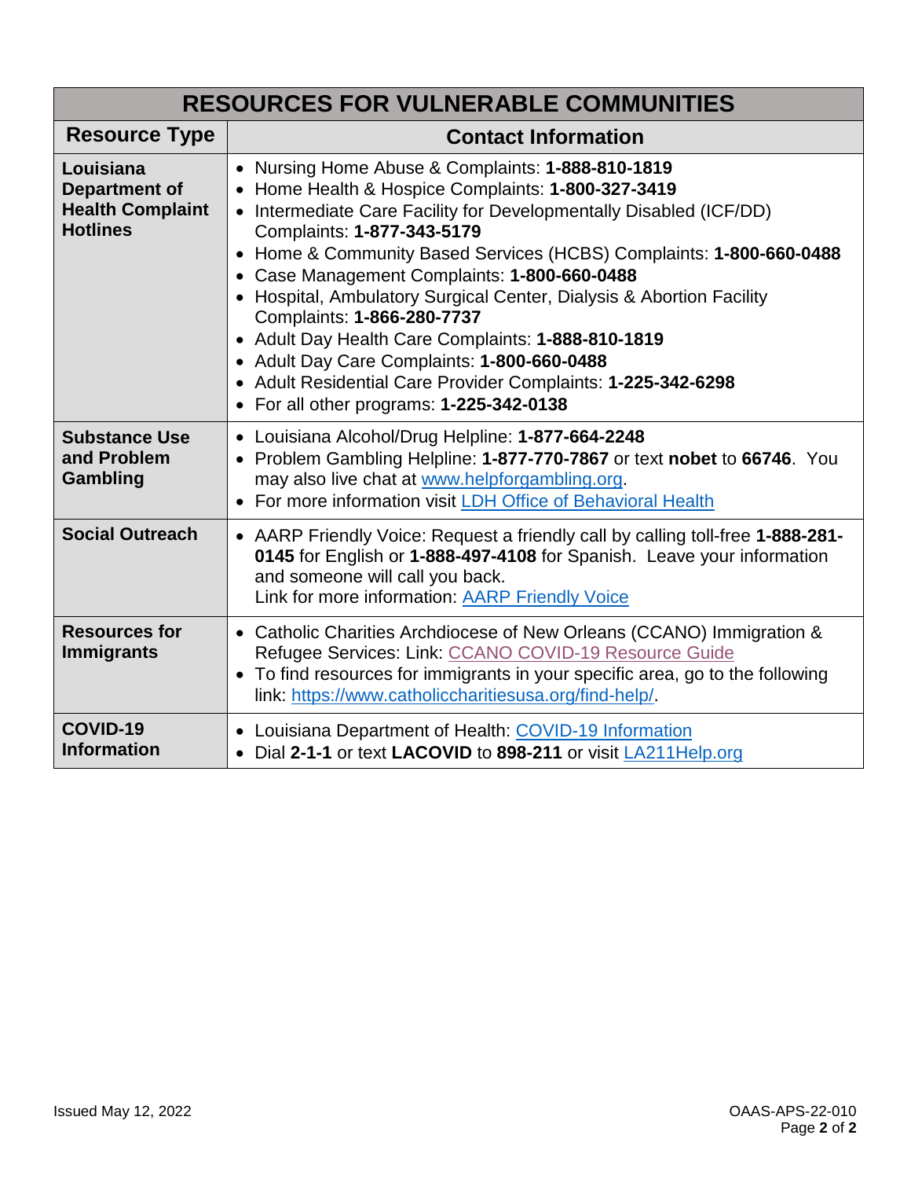| RESOURCES FOR VULNERABLE COMMUNITIES | |
|---|---|
| **Resource Type** | **Contact Information** |
| **Louisiana Department of Health Complaint Hotlines** | • Nursing Home Abuse & Complaints: **1-888-810-1819**<br>• Home Health & Hospice Complaints: **1-800-327-3419**<br>• Intermediate Care Facility for Developmentally Disabled (ICF/DD) Complaints: **1-877-343-5179**<br>• Home & Community Based Services (HCBS) Complaints: **1-800-660-0488**<br>• Case Management Complaints: **1-800-660-0488**<br>• Hospital, Ambulatory Surgical Center, Dialysis & Abortion Facility Complaints: **1-866-280-7737**<br>• Adult Day Health Care Complaints: **1-888-810-1819**<br>• Adult Day Care Complaints: **1-800-660-0488**<br>• Adult Residential Care Provider Complaints: **1-225-342-6298**<br>• For all other programs: **1-225-342-0138** |
| **Substance Use and Problem Gambling** | • Louisiana Alcohol/Drug Helpline: **1-877-664-2248**<br>• Problem Gambling Helpline: **1-877-770-7867** or text **nobet** to **66746**. You may also live chat at www.helpforgambling.org.<br>• For more information visit LDH Office of Behavioral Health |
| **Social Outreach** | • AARP Friendly Voice: Request a friendly call by calling toll-free **1-888-281-0145** for English or **1-888-497-4108** for Spanish. Leave your information and someone will call you back.<br>Link for more information: AARP Friendly Voice |
| **Resources for Immigrants** | • Catholic Charities Archdiocese of New Orleans (CCANO) Immigration & Refugee Services: Link: CCANO COVID-19 Resource Guide<br>• To find resources for immigrants in your specific area, go to the following link: https://www.catholiccharitiesusa.org/find-help/. |
| **COVID-19 Information** | • Louisiana Department of Health: COVID-19 Information<br>• Dial **2-1-1** or text **LACOVID** to **898-211** or visit LA211Help.org |

Issued May 12, 2022

OAAS-APS-22-010